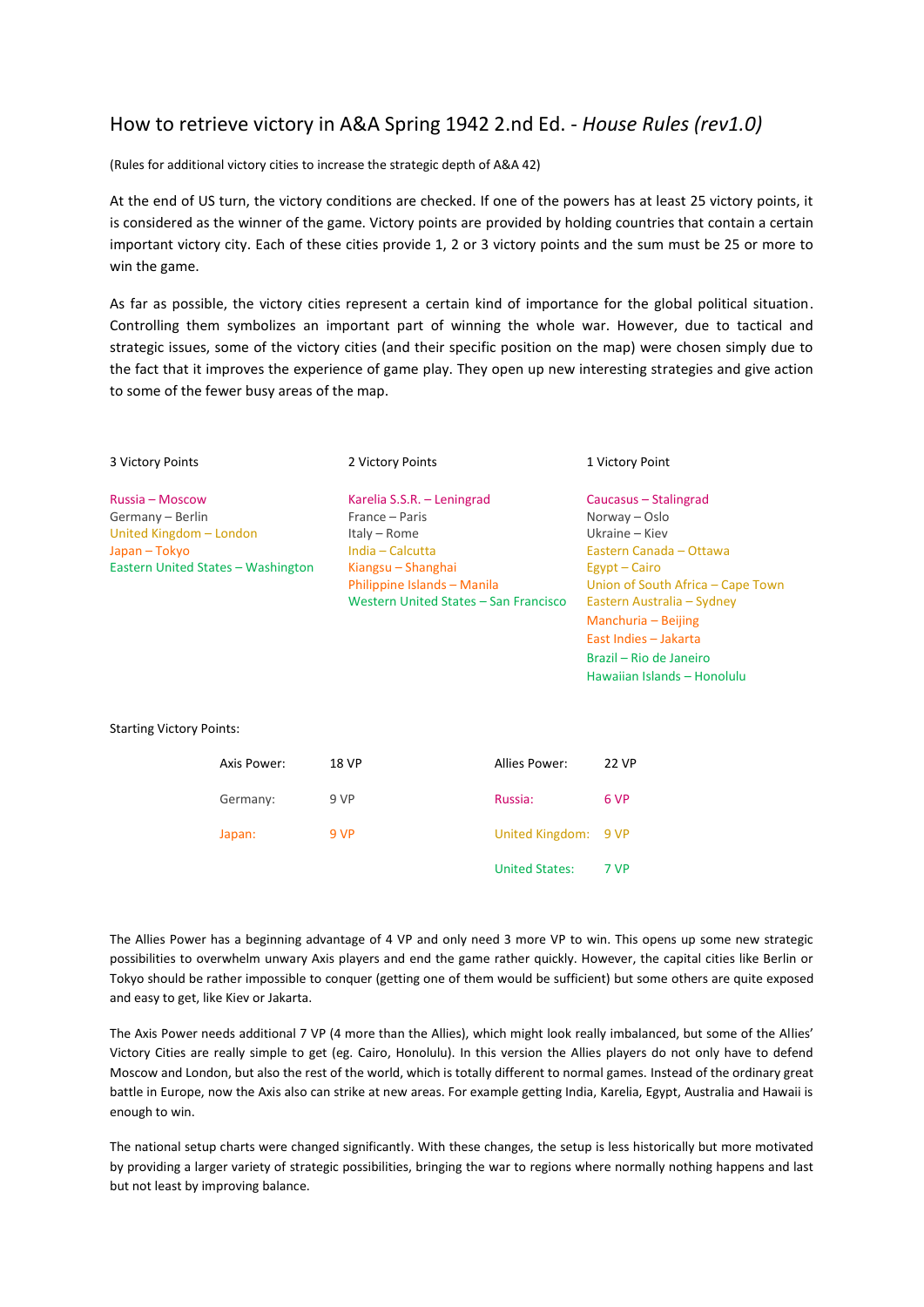# How to retrieve victory in A&A Spring 1942 2.nd Ed. - *House Rules (rev1.0)*

(Rules for additional victory cities to increase the strategic depth of A&A 42)

At the end of US turn, the victory conditions are checked. If one of the powers has at least 25 victory points, it is considered as the winner of the game. Victory points are provided by holding countries that contain a certain important victory city. Each of these cities provide 1, 2 or 3 victory points and the sum must be 25 or more to win the game.

As far as possible, the victory cities represent a certain kind of importance for the global political situation. Controlling them symbolizes an important part of winning the whole war. However, due to tactical and strategic issues, some of the victory cities (and their specific position on the map) were chosen simply due to the fact that it improves the experience of game play. They open up new interesting strategies and give action to some of the fewer busy areas of the map.

| 3 Victory Points | 2 Victory Points | 1 Victory Point |
|---|---|---|
| Russia – Moscow | Karelia S.S.R. – Leningrad | Caucasus – Stalingrad |
| Germany – Berlin | France – Paris | Norway – Oslo |
| United Kingdom – London | Italy – Rome | Ukraine – Kiev |
| Japan – Tokyo | India – Calcutta | Eastern Canada – Ottawa |
| Eastern United States – Washington | Kiangsu – Shanghai | Egypt – Cairo |
| | Philippine Islands – Manila | Union of South Africa – Cape Town |
| | Western United States – San Francisco | Eastern Australia – Sydney |
| | | Manchuria – Beijing |
| | | East Indies – Jakarta |
| | | Brazil – Rio de Janeiro |
| | | Hawaiian Islands – Honolulu |

Starting Victory Points:

| | | | |
|---|---|---|---|
| Axis Power: | 18 VP | Allies Power: | 22 VP |
| Germany: | 9 VP | Russia: | 6 VP |
| Japan: | 9 VP | United Kingdom: | 9 VP |
| | | United States: | 7 VP |

The Allies Power has a beginning advantage of 4 VP and only need 3 more VP to win. This opens up some new strategic possibilities to overwhelm unwary Axis players and end the game rather quickly. However, the capital cities like Berlin or Tokyo should be rather impossible to conquer (getting one of them would be sufficient) but some others are quite exposed and easy to get, like Kiev or Jakarta.

The Axis Power needs additional 7 VP (4 more than the Allies), which might look really imbalanced, but some of the Allies' Victory Cities are really simple to get (eg. Cairo, Honolulu). In this version the Allies players do not only have to defend Moscow and London, but also the rest of the world, which is totally different to normal games. Instead of the ordinary great battle in Europe, now the Axis also can strike at new areas. For example getting India, Karelia, Egypt, Australia and Hawaii is enough to win.

The national setup charts were changed significantly. With these changes, the setup is less historically but more motivated by providing a larger variety of strategic possibilities, bringing the war to regions where normally nothing happens and last but not least by improving balance.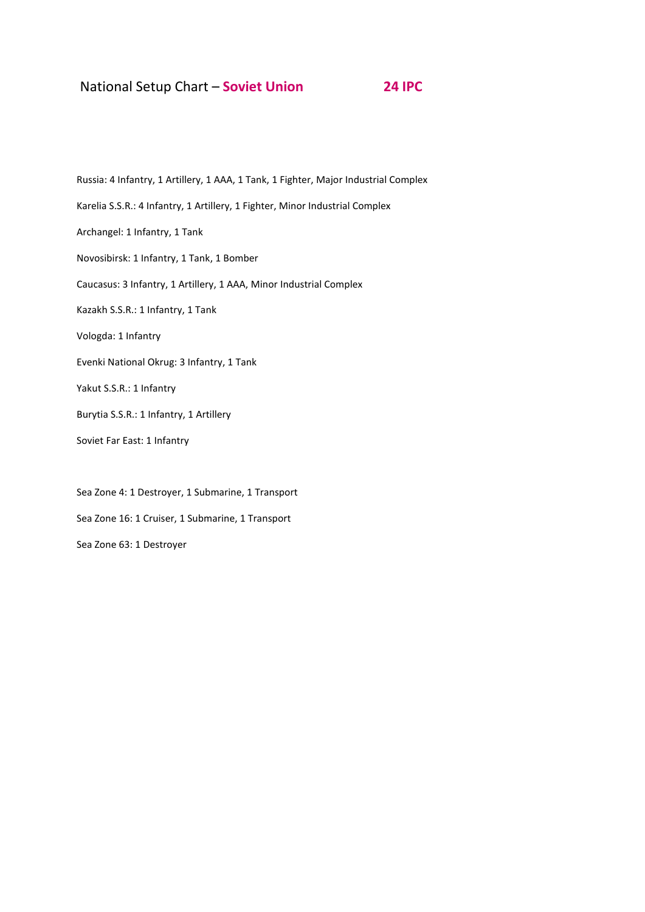# National Setup Chart – **Soviet Union** **24 IPC**

Russia: 4 Infantry, 1 Artillery, 1 AAA, 1 Tank, 1 Fighter, Major Industrial Complex

Karelia S.S.R.: 4 Infantry, 1 Artillery, 1 Fighter, Minor Industrial Complex

Archangel: 1 Infantry, 1 Tank

Novosibirsk: 1 Infantry, 1 Tank, 1 Bomber

Caucasus: 3 Infantry, 1 Artillery, 1 AAA, Minor Industrial Complex

Kazakh S.S.R.: 1 Infantry, 1 Tank

Vologda: 1 Infantry

Evenki National Okrug: 3 Infantry, 1 Tank

Yakut S.S.R.: 1 Infantry

Burytia S.S.R.: 1 Infantry, 1 Artillery

Soviet Far East: 1 Infantry

Sea Zone 4: 1 Destroyer, 1 Submarine, 1 Transport

Sea Zone 16: 1 Cruiser, 1 Submarine, 1 Transport

Sea Zone 63: 1 Destroyer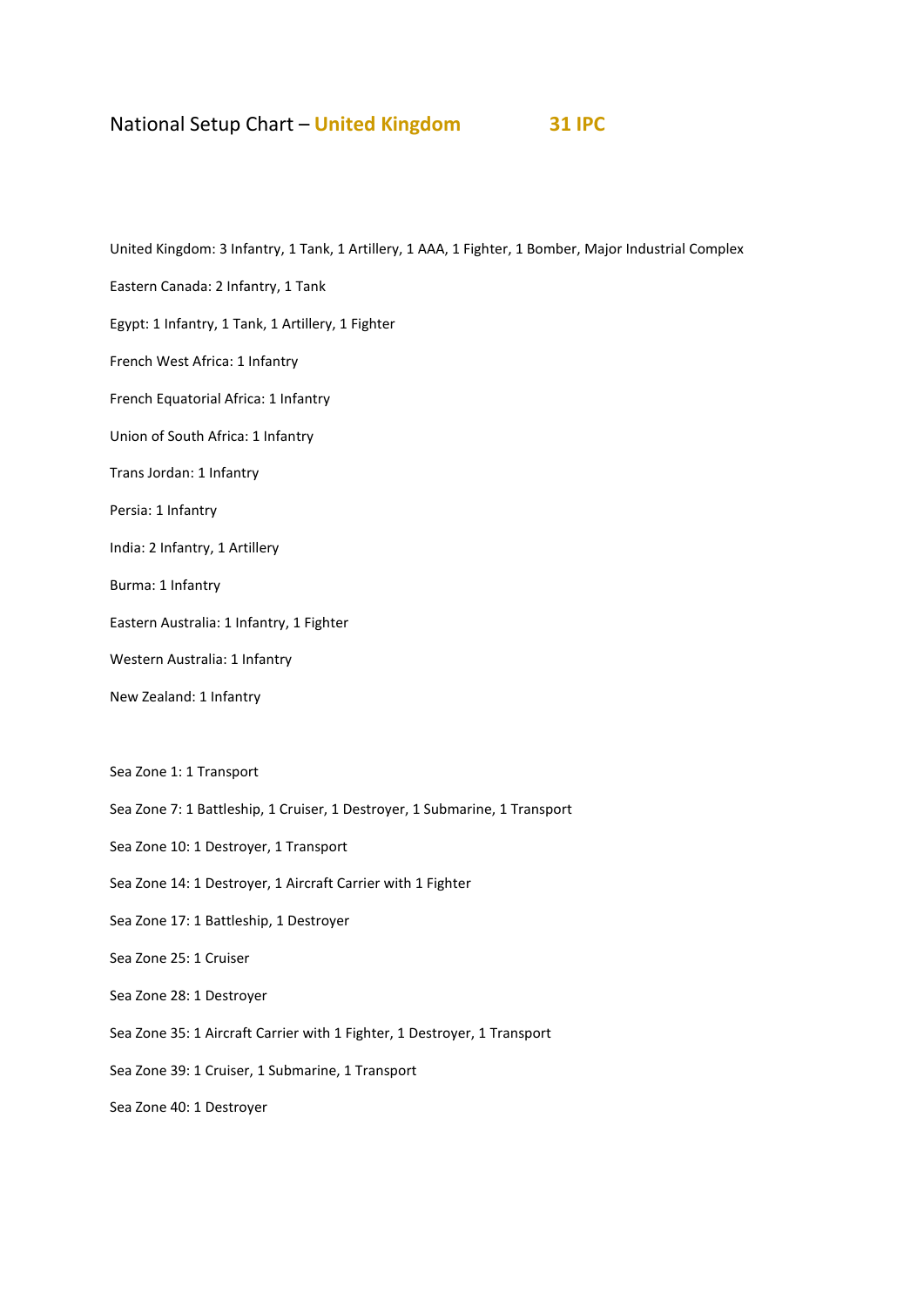# National Setup Chart – **United Kingdom** **31 IPC**

United Kingdom: 3 Infantry, 1 Tank, 1 Artillery, 1 AAA, 1 Fighter, 1 Bomber, Major Industrial Complex

Eastern Canada: 2 Infantry, 1 Tank

Egypt: 1 Infantry, 1 Tank, 1 Artillery, 1 Fighter

French West Africa: 1 Infantry

French Equatorial Africa: 1 Infantry

Union of South Africa: 1 Infantry

Trans Jordan: 1 Infantry

Persia: 1 Infantry

India: 2 Infantry, 1 Artillery

Burma: 1 Infantry

Eastern Australia: 1 Infantry, 1 Fighter

Western Australia: 1 Infantry

New Zealand: 1 Infantry

Sea Zone 1: 1 Transport

Sea Zone 7: 1 Battleship, 1 Cruiser, 1 Destroyer, 1 Submarine, 1 Transport

Sea Zone 10: 1 Destroyer, 1 Transport

Sea Zone 14: 1 Destroyer, 1 Aircraft Carrier with 1 Fighter

Sea Zone 17: 1 Battleship, 1 Destroyer

Sea Zone 25: 1 Cruiser

Sea Zone 28: 1 Destroyer

Sea Zone 35: 1 Aircraft Carrier with 1 Fighter, 1 Destroyer, 1 Transport

Sea Zone 39: 1 Cruiser, 1 Submarine, 1 Transport

Sea Zone 40: 1 Destroyer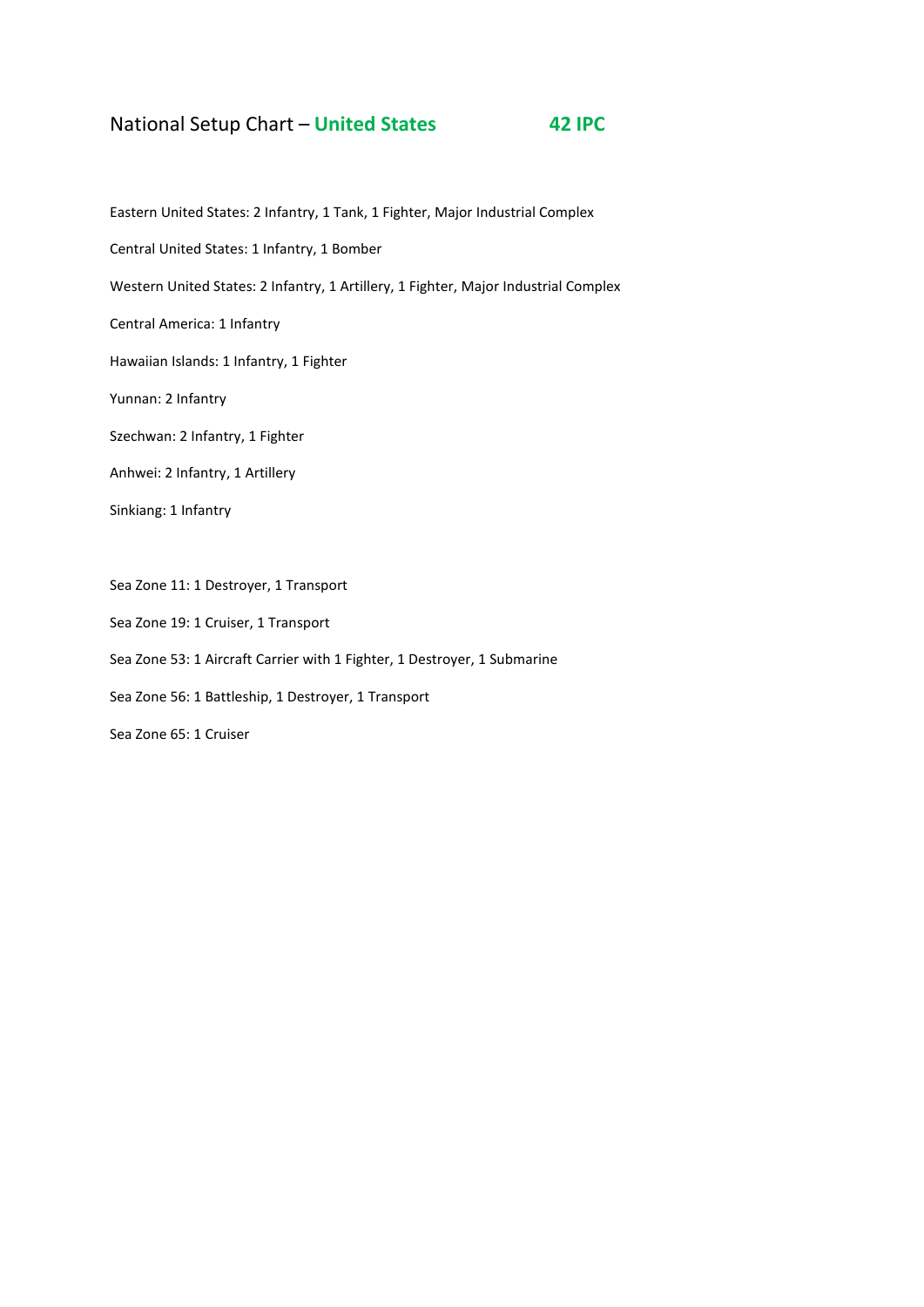# National Setup Chart – **United States** **42 IPC**

Eastern United States: 2 Infantry, 1 Tank, 1 Fighter, Major Industrial Complex

Central United States: 1 Infantry, 1 Bomber

Western United States: 2 Infantry, 1 Artillery, 1 Fighter, Major Industrial Complex

Central America: 1 Infantry

Hawaiian Islands: 1 Infantry, 1 Fighter

Yunnan: 2 Infantry

Szechwan: 2 Infantry, 1 Fighter

Anhwei: 2 Infantry, 1 Artillery

Sinkiang: 1 Infantry

Sea Zone 11: 1 Destroyer, 1 Transport

Sea Zone 19: 1 Cruiser, 1 Transport

Sea Zone 53: 1 Aircraft Carrier with 1 Fighter, 1 Destroyer, 1 Submarine

Sea Zone 56: 1 Battleship, 1 Destroyer, 1 Transport

Sea Zone 65: 1 Cruiser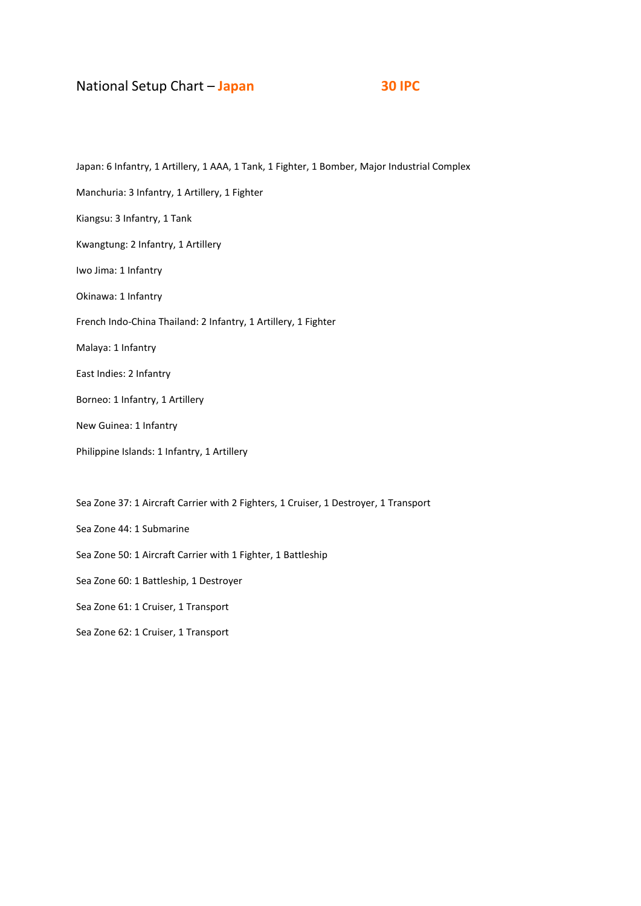# National Setup Chart – **Japan** **30 IPC**

Japan: 6 Infantry, 1 Artillery, 1 AAA, 1 Tank, 1 Fighter, 1 Bomber, Major Industrial Complex

Manchuria: 3 Infantry, 1 Artillery, 1 Fighter

Kiangsu: 3 Infantry, 1 Tank

Kwangtung: 2 Infantry, 1 Artillery

Iwo Jima: 1 Infantry

Okinawa: 1 Infantry

French Indo-China Thailand: 2 Infantry, 1 Artillery, 1 Fighter

Malaya: 1 Infantry

East Indies: 2 Infantry

Borneo: 1 Infantry, 1 Artillery

New Guinea: 1 Infantry

Philippine Islands: 1 Infantry, 1 Artillery

Sea Zone 37: 1 Aircraft Carrier with 2 Fighters, 1 Cruiser, 1 Destroyer, 1 Transport

Sea Zone 44: 1 Submarine

Sea Zone 50: 1 Aircraft Carrier with 1 Fighter, 1 Battleship

Sea Zone 60: 1 Battleship, 1 Destroyer

Sea Zone 61: 1 Cruiser, 1 Transport

Sea Zone 62: 1 Cruiser, 1 Transport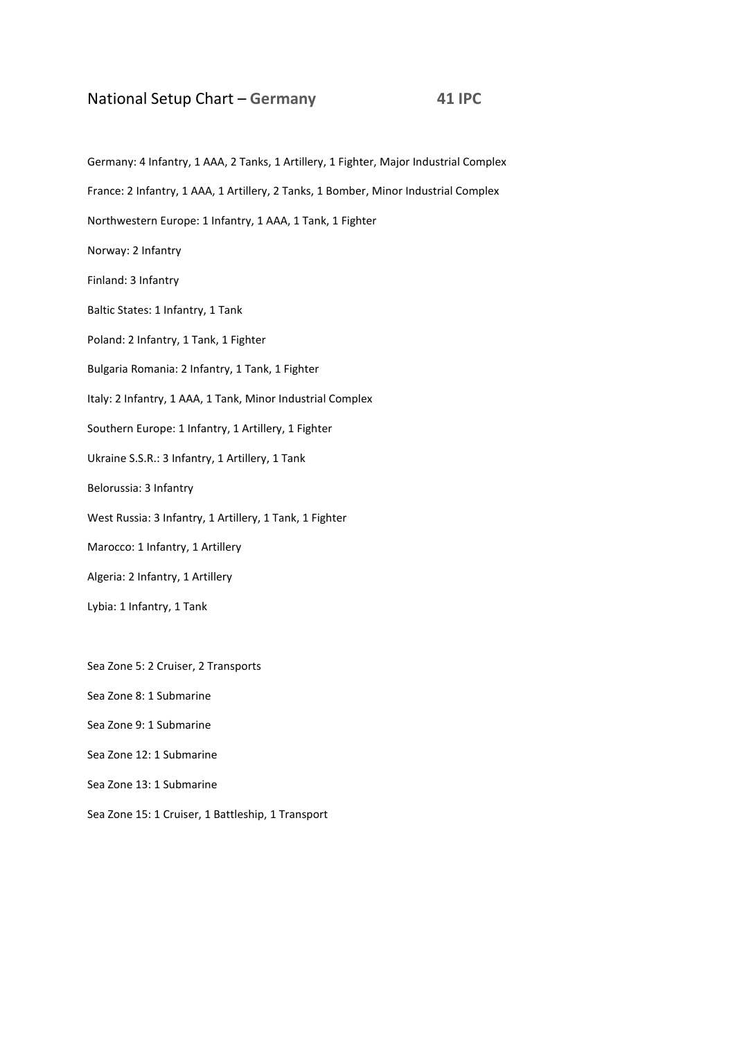# National Setup Chart – **Germany** **41 IPC**

Germany: 4 Infantry, 1 AAA, 2 Tanks, 1 Artillery, 1 Fighter, Major Industrial Complex

France: 2 Infantry, 1 AAA, 1 Artillery, 2 Tanks, 1 Bomber, Minor Industrial Complex

Northwestern Europe: 1 Infantry, 1 AAA, 1 Tank, 1 Fighter

Norway: 2 Infantry

Finland: 3 Infantry

Baltic States: 1 Infantry, 1 Tank

Poland: 2 Infantry, 1 Tank, 1 Fighter

Bulgaria Romania: 2 Infantry, 1 Tank, 1 Fighter

Italy: 2 Infantry, 1 AAA, 1 Tank, Minor Industrial Complex

Southern Europe: 1 Infantry, 1 Artillery, 1 Fighter

Ukraine S.S.R.: 3 Infantry, 1 Artillery, 1 Tank

Belorussia: 3 Infantry

West Russia: 3 Infantry, 1 Artillery, 1 Tank, 1 Fighter

Marocco: 1 Infantry, 1 Artillery

Algeria: 2 Infantry, 1 Artillery

Lybia: 1 Infantry, 1 Tank

Sea Zone 5: 2 Cruiser, 2 Transports

Sea Zone 8: 1 Submarine

Sea Zone 9: 1 Submarine

Sea Zone 12: 1 Submarine

Sea Zone 13: 1 Submarine

Sea Zone 15: 1 Cruiser, 1 Battleship, 1 Transport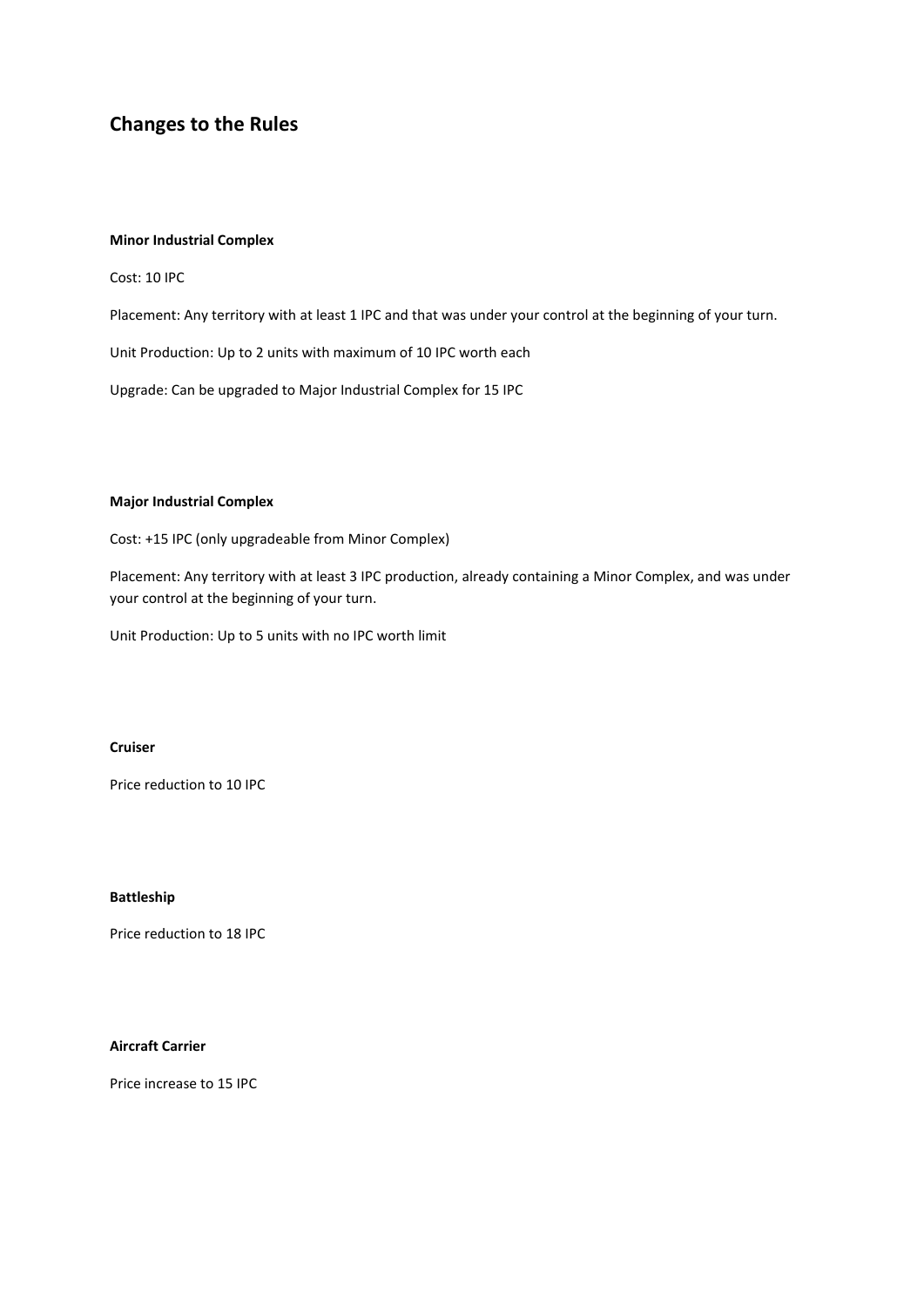## Changes to the Rules

**Minor Industrial Complex**

Cost: 10 IPC

Placement: Any territory with at least 1 IPC and that was under your control at the beginning of your turn.

Unit Production: Up to 2 units with maximum of 10 IPC worth each

Upgrade: Can be upgraded to Major Industrial Complex for 15 IPC

**Major Industrial Complex**

Cost: +15 IPC (only upgradeable from Minor Complex)

Placement: Any territory with at least 3 IPC production, already containing a Minor Complex, and was under your control at the beginning of your turn.

Unit Production: Up to 5 units with no IPC worth limit

**Cruiser**

Price reduction to 10 IPC

**Battleship**

Price reduction to 18 IPC

**Aircraft Carrier**

Price increase to 15 IPC